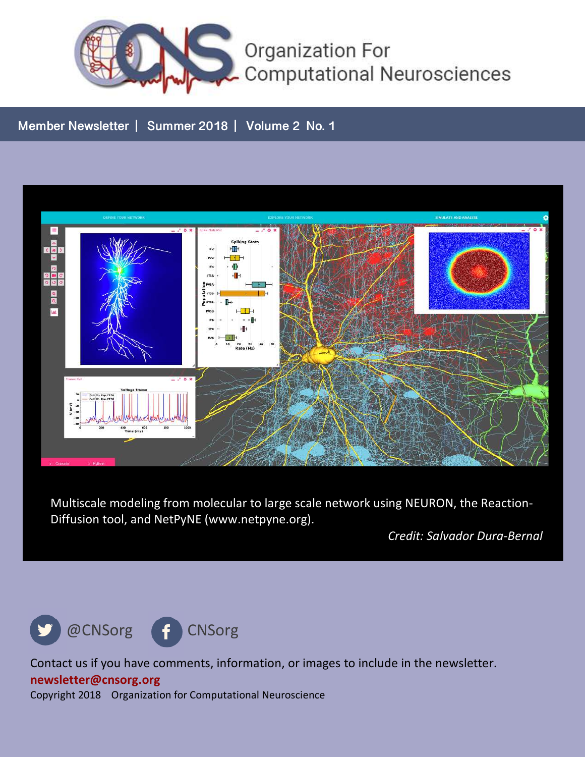# Organization For Computational Neurosciences

**Member Newsletter | Summer 2018 | Volume 2 No. 1**

Multiscale modeling from molecular to large scale network using NEURON, the Reaction-Diffusion tool, and NetPyNE (www.netpyne.org).

*Credit: Salvador Dura-Bernal*

@CNSorg CNSorg

Contact us if you have comments, information, or images to include in the newsletter.

**newsletter@cnsorg.org**

Copyright 2018 Organization for Computational Neuroscience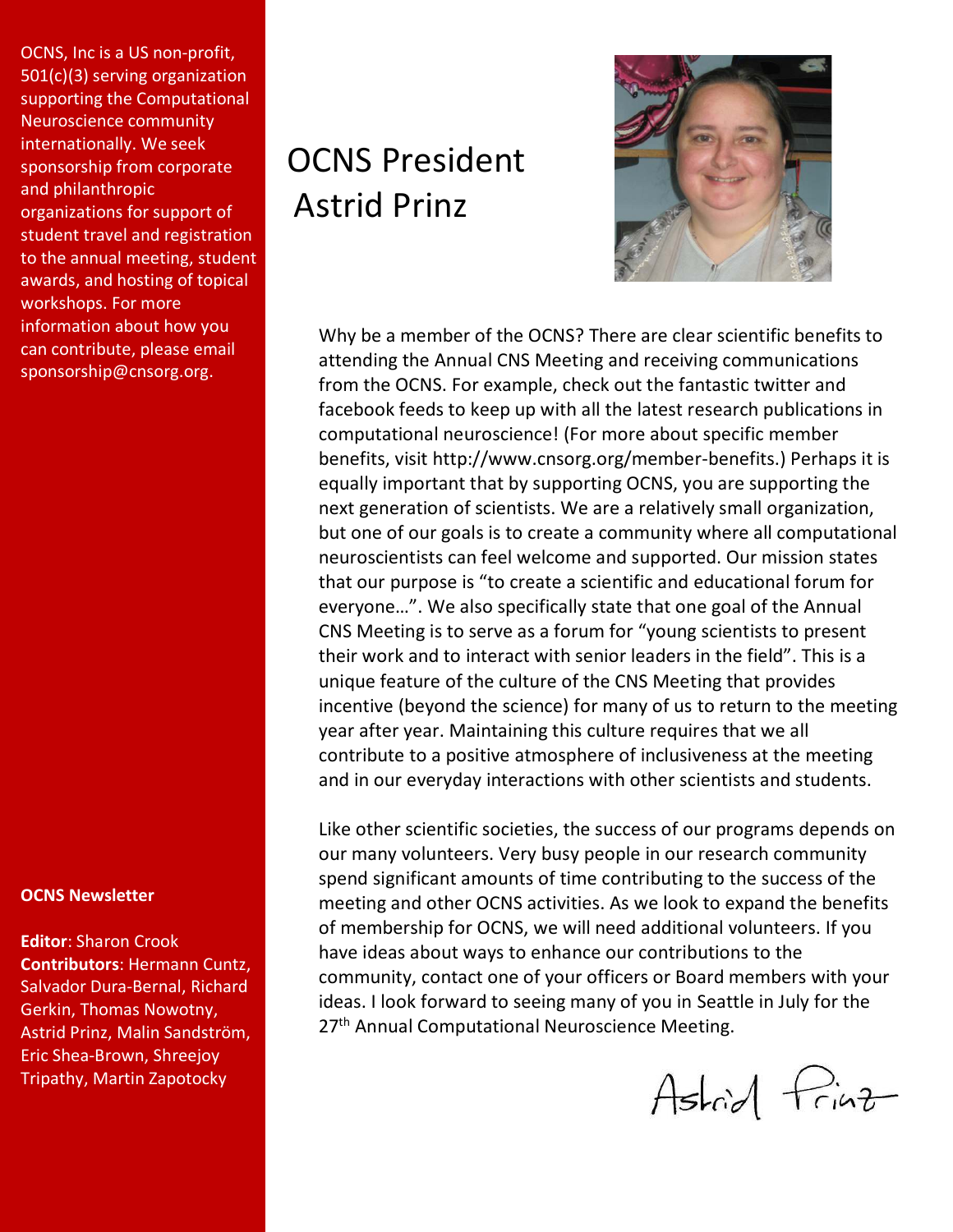OCNS, Inc is a US non-profit, 501(c)(3) serving organization supporting the Computational Neuroscience community internationally. We seek sponsorship from corporate and philanthropic organizations for support of student travel and registration to the annual meeting, student awards, and hosting of topical workshops. For more information about how you can contribute, please email sponsorship@cnsorg.org.

**OCNS Newsletter**

**Editor**: Sharon Crook
**Contributors**: Hermann Cuntz, Salvador Dura-Bernal, Richard Gerkin, Thomas Nowotny, Astrid Prinz, Malin Sandström, Eric Shea-Brown, Shreejoy Tripathy, Martin Zapotocky

# OCNS President Astrid Prinz

Why be a member of the OCNS? There are clear scientific benefits to attending the Annual CNS Meeting and receiving communications from the OCNS. For example, check out the fantastic twitter and facebook feeds to keep up with all the latest research publications in computational neuroscience! (For more about specific member benefits, visit http://www.cnsorg.org/member-benefits.) Perhaps it is equally important that by supporting OCNS, you are supporting the next generation of scientists. We are a relatively small organization, but one of our goals is to create a community where all computational neuroscientists can feel welcome and supported. Our mission states that our purpose is "to create a scientific and educational forum for everyone…". We also specifically state that one goal of the Annual CNS Meeting is to serve as a forum for "young scientists to present their work and to interact with senior leaders in the field". This is a unique feature of the culture of the CNS Meeting that provides incentive (beyond the science) for many of us to return to the meeting year after year. Maintaining this culture requires that we all contribute to a positive atmosphere of inclusiveness at the meeting and in our everyday interactions with other scientists and students.

Like other scientific societies, the success of our programs depends on our many volunteers. Very busy people in our research community spend significant amounts of time contributing to the success of the meeting and other OCNS activities. As we look to expand the benefits of membership for OCNS, we will need additional volunteers. If you have ideas about ways to enhance our contributions to the community, contact one of your officers or Board members with your ideas. I look forward to seeing many of you in Seattle in July for the 27th Annual Computational Neuroscience Meeting.

Astrid Prinz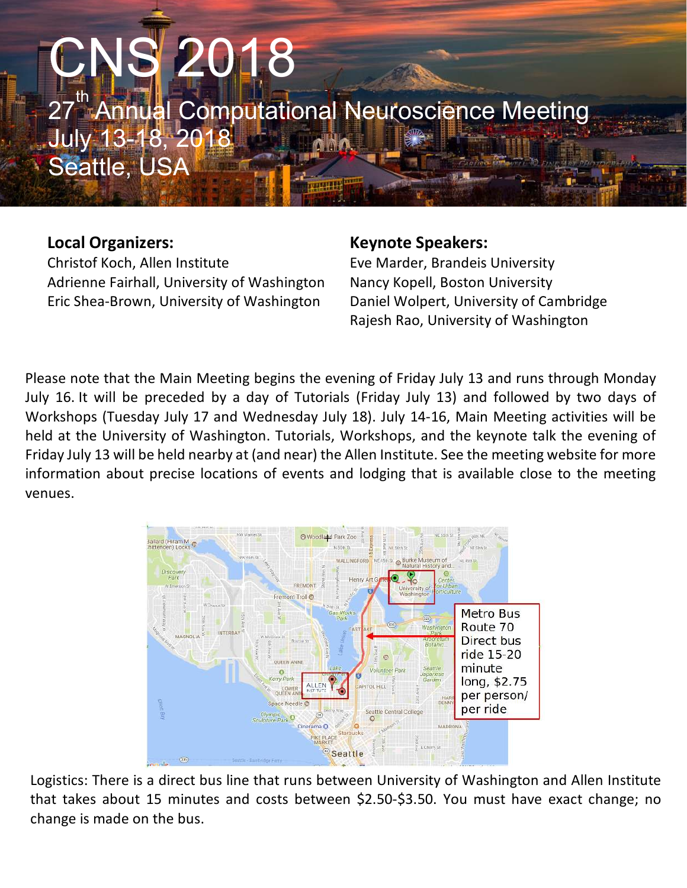# CNS 2018

27th Annual Computational Neuroscience Meeting
July 13-18, 2018
Seattle, USA

**Local Organizers:**
Christof Koch, Allen Institute
Adrienne Fairhall, University of Washington
Eric Shea-Brown, University of Washington

**Keynote Speakers:**
Eve Marder, Brandeis University
Nancy Kopell, Boston University
Daniel Wolpert, University of Cambridge
Rajesh Rao, University of Washington

Please note that the Main Meeting begins the evening of Friday July 13 and runs through Monday July 16. It will be preceded by a day of Tutorials (Friday July 13) and followed by two days of Workshops (Tuesday July 17 and Wednesday July 18). July 14-16, Main Meeting activities will be held at the University of Washington. Tutorials, Workshops, and the keynote talk the evening of Friday July 13 will be held nearby at (and near) the Allen Institute. See the meeting website for more information about precise locations of events and lodging that is available close to the meeting venues.

Metro Bus Route 70 Direct bus ride 15-20 minute long, $2.75 per person/ per ride

Logistics: There is a direct bus line that runs between University of Washington and Allen Institute that takes about 15 minutes and costs between $2.50-$3.50. You must have exact change; no change is made on the bus.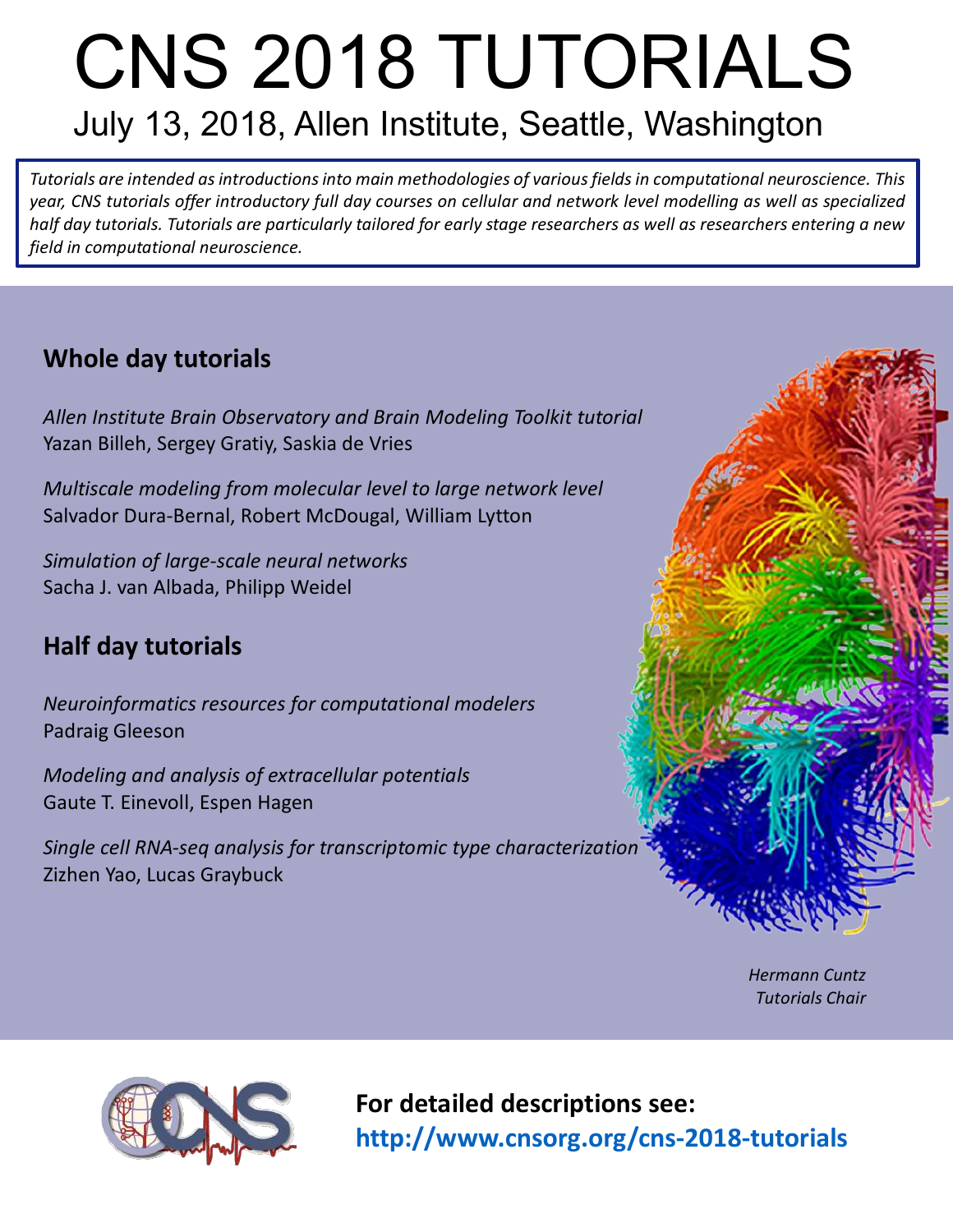# CNS 2018 TUTORIALS

## July 13, 2018, Allen Institute, Seattle, Washington

*Tutorials are intended as introductions into main methodologies of various fields in computational neuroscience. This year, CNS tutorials offer introductory full day courses on cellular and network level modelling as well as specialized half day tutorials. Tutorials are particularly tailored for early stage researchers as well as researchers entering a new field in computational neuroscience.*

### Whole day tutorials

*Allen Institute Brain Observatory and Brain Modeling Toolkit tutorial*
Yazan Billeh, Sergey Gratiy, Saskia de Vries

*Multiscale modeling from molecular level to large network level*
Salvador Dura-Bernal, Robert McDougal, William Lytton

*Simulation of large-scale neural networks*
Sacha J. van Albada, Philipp Weidel

### Half day tutorials

*Neuroinformatics resources for computational modelers*
Padraig Gleeson

*Modeling and analysis of extracellular potentials*
Gaute T. Einevoll, Espen Hagen

*Single cell RNA-seq analysis for transcriptomic type characterization*
Zizhen Yao, Lucas Graybuck

*Hermann Cuntz*
*Tutorials Chair*

**For detailed descriptions see:**
**http://www.cnsorg.org/cns-2018-tutorials**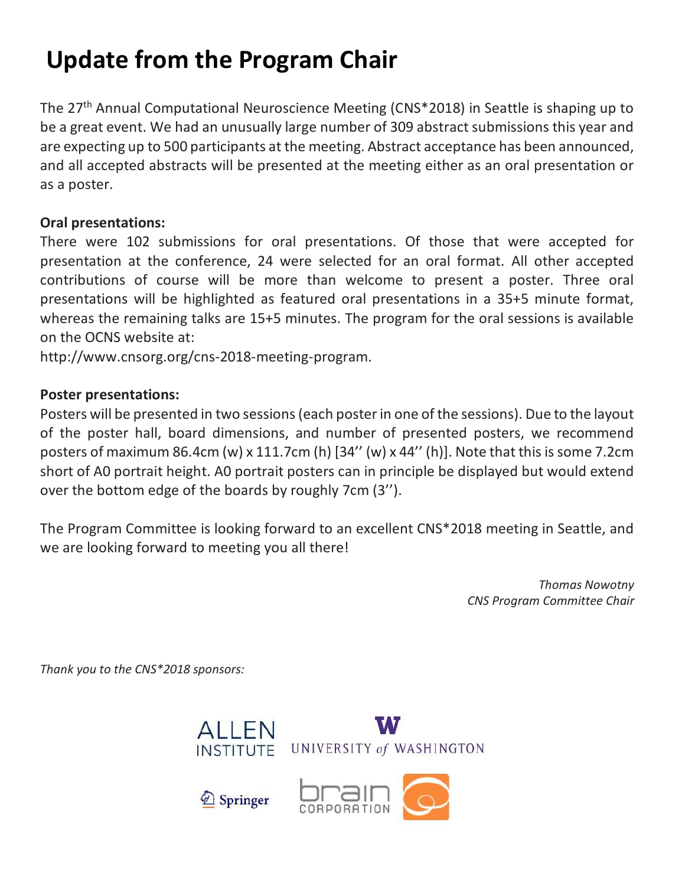# Update from the Program Chair

The 27th Annual Computational Neuroscience Meeting (CNS*2018) in Seattle is shaping up to be a great event. We had an unusually large number of 309 abstract submissions this year and are expecting up to 500 participants at the meeting. Abstract acceptance has been announced, and all accepted abstracts will be presented at the meeting either as an oral presentation or as a poster.

**Oral presentations:**

There were 102 submissions for oral presentations. Of those that were accepted for presentation at the conference, 24 were selected for an oral format. All other accepted contributions of course will be more than welcome to present a poster. Three oral presentations will be highlighted as featured oral presentations in a 35+5 minute format, whereas the remaining talks are 15+5 minutes. The program for the oral sessions is available on the OCNS website at:

http://www.cnsorg.org/cns-2018-meeting-program.

**Poster presentations:**

Posters will be presented in two sessions (each poster in one of the sessions). Due to the layout of the poster hall, board dimensions, and number of presented posters, we recommend posters of maximum 86.4cm (w) x 111.7cm (h) [34'' (w) x 44'' (h)]. Note that this is some 7.2cm short of A0 portrait height. A0 portrait posters can in principle be displayed but would extend over the bottom edge of the boards by roughly 7cm (3'').

The Program Committee is looking forward to an excellent CNS*2018 meeting in Seattle, and we are looking forward to meeting you all there!

*Thomas Nowotny*
*CNS Program Committee Chair*

*Thank you to the CNS*2018 sponsors:*

ALLEN INSTITUTE

UNIVERSITY of WASHINGTON

Springer

brain CORPORATION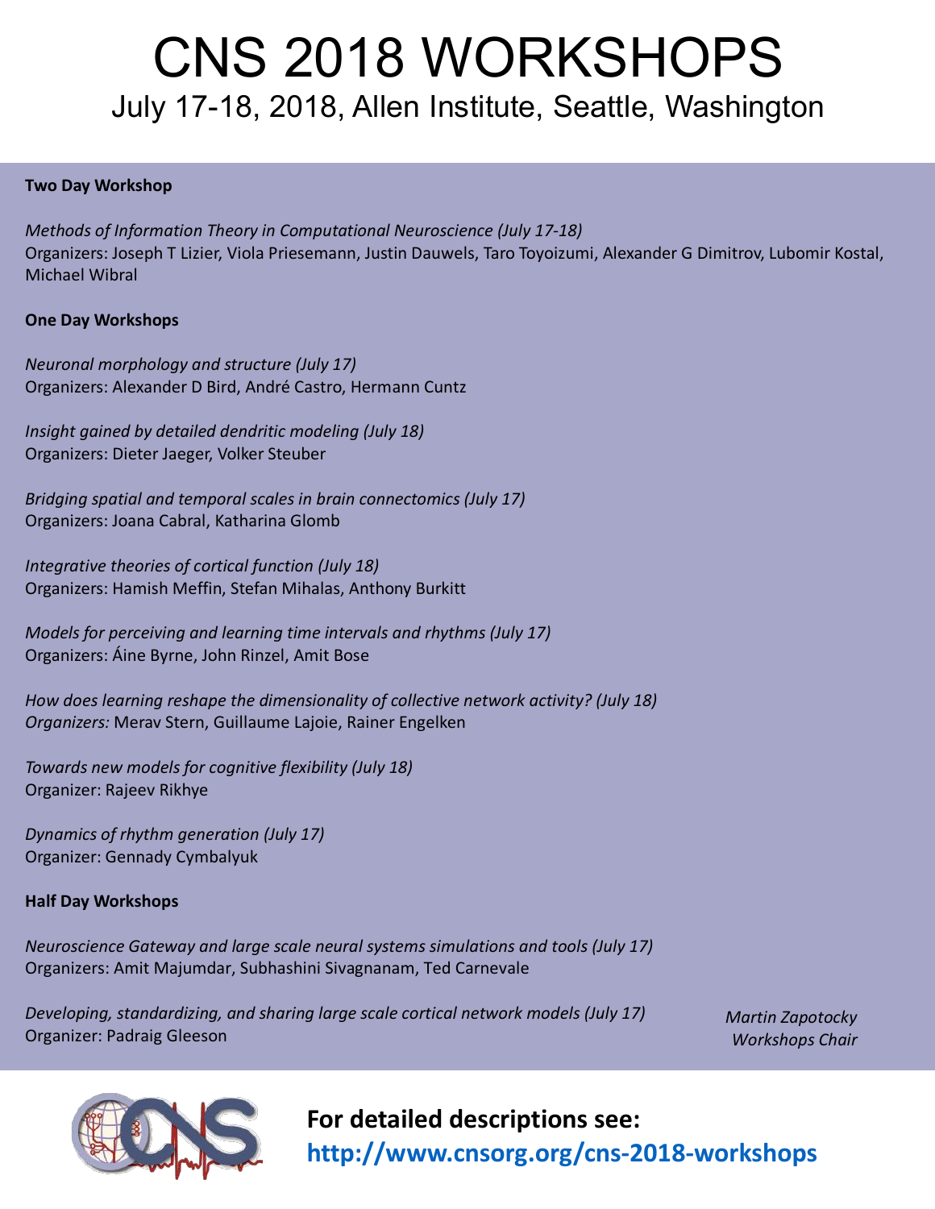# CNS 2018 WORKSHOPS

## July 17-18, 2018, Allen Institute, Seattle, Washington

**Two Day Workshop**

*Methods of Information Theory in Computational Neuroscience (July 17-18)*
Organizers: Joseph T Lizier, Viola Priesemann, Justin Dauwels, Taro Toyoizumi, Alexander G Dimitrov, Lubomir Kostal, Michael Wibral

**One Day Workshops**

*Neuronal morphology and structure (July 17)*
Organizers: Alexander D Bird, André Castro, Hermann Cuntz

*Insight gained by detailed dendritic modeling (July 18)*
Organizers: Dieter Jaeger, Volker Steuber

*Bridging spatial and temporal scales in brain connectomics (July 17)*
Organizers: Joana Cabral, Katharina Glomb

*Integrative theories of cortical function (July 18)*
Organizers: Hamish Meffin, Stefan Mihalas, Anthony Burkitt

*Models for perceiving and learning time intervals and rhythms (July 17)*
Organizers: Áine Byrne, John Rinzel, Amit Bose

*How does learning reshape the dimensionality of collective network activity? (July 18)*
*Organizers:* Merav Stern, Guillaume Lajoie, Rainer Engelken

*Towards new models for cognitive flexibility (July 18)*
Organizer: Rajeev Rikhye

*Dynamics of rhythm generation (July 17)*
Organizer: Gennady Cymbalyuk

**Half Day Workshops**

*Neuroscience Gateway and large scale neural systems simulations and tools (July 17)*
Organizers: Amit Majumdar, Subhashini Sivagnanam, Ted Carnevale

*Developing, standardizing, and sharing large scale cortical network models (July 17)*
Organizer: Padraig Gleeson

*Martin Zapotocky*
*Workshops Chair*

**For detailed descriptions see:**
**http://www.cnsorg.org/cns-2018-workshops**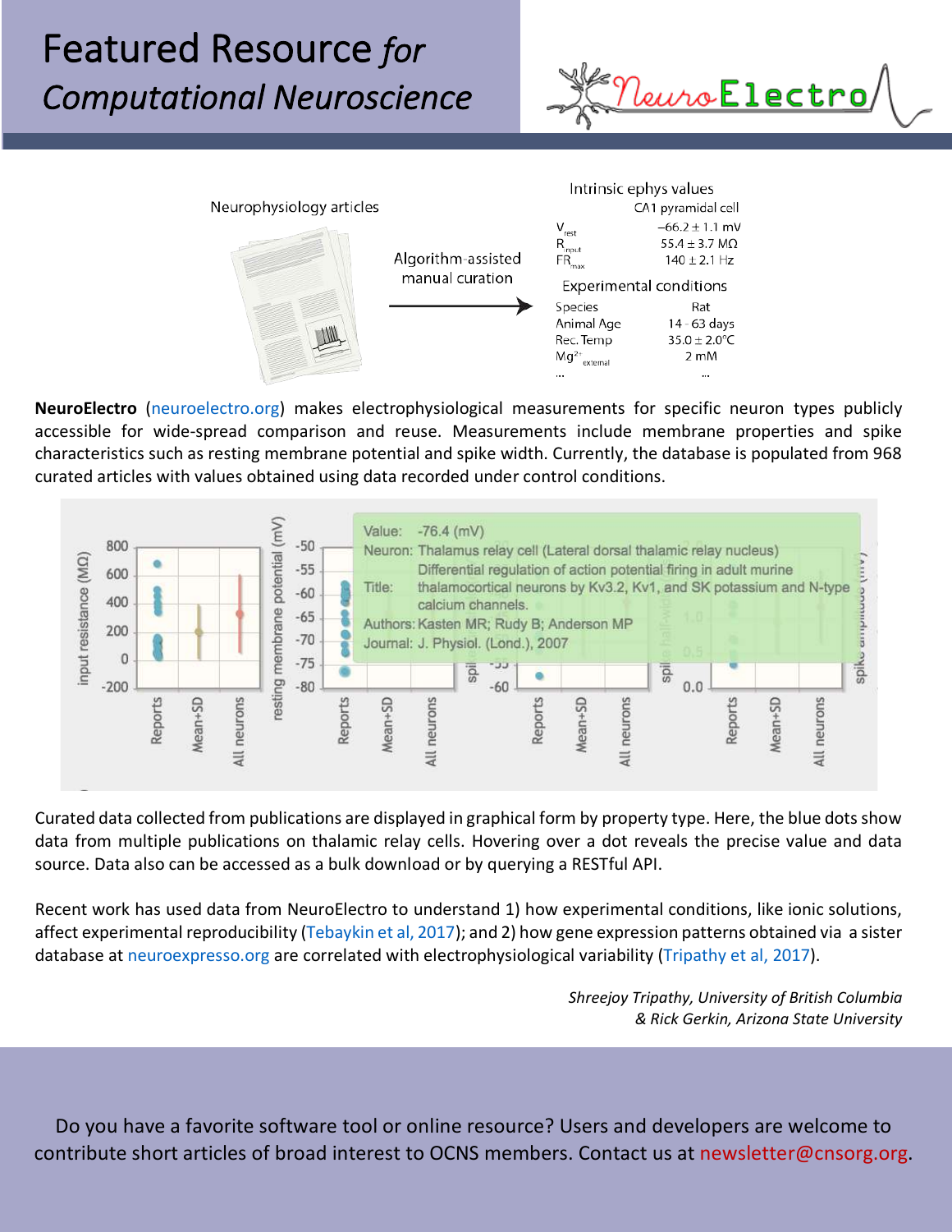# Featured Resource *for Computational Neuroscience*

NeuroElectro

**NeuroElectro** (neuroelectro.org) makes electrophysiological measurements for specific neuron types publicly accessible for wide-spread comparison and reuse. Measurements include membrane properties and spike characteristics such as resting membrane potential and spike width. Currently, the database is populated from 968 curated articles with values obtained using data recorded under control conditions.

Curated data collected from publications are displayed in graphical form by property type. Here, the blue dots show data from multiple publications on thalamic relay cells. Hovering over a dot reveals the precise value and data source. Data also can be accessed as a bulk download or by querying a RESTful API.

Recent work has used data from NeuroElectro to understand 1) how experimental conditions, like ionic solutions, affect experimental reproducibility (Tebaykin et al, 2017); and 2) how gene expression patterns obtained via a sister database at neuroexpresso.org are correlated with electrophysiological variability (Tripathy et al, 2017).

*Shreejoy Tripathy, University of British Columbia*
*& Rick Gerkin, Arizona State University*

Do you have a favorite software tool or online resource? Users and developers are welcome to contribute short articles of broad interest to OCNS members. Contact us at newsletter@cnsorg.org.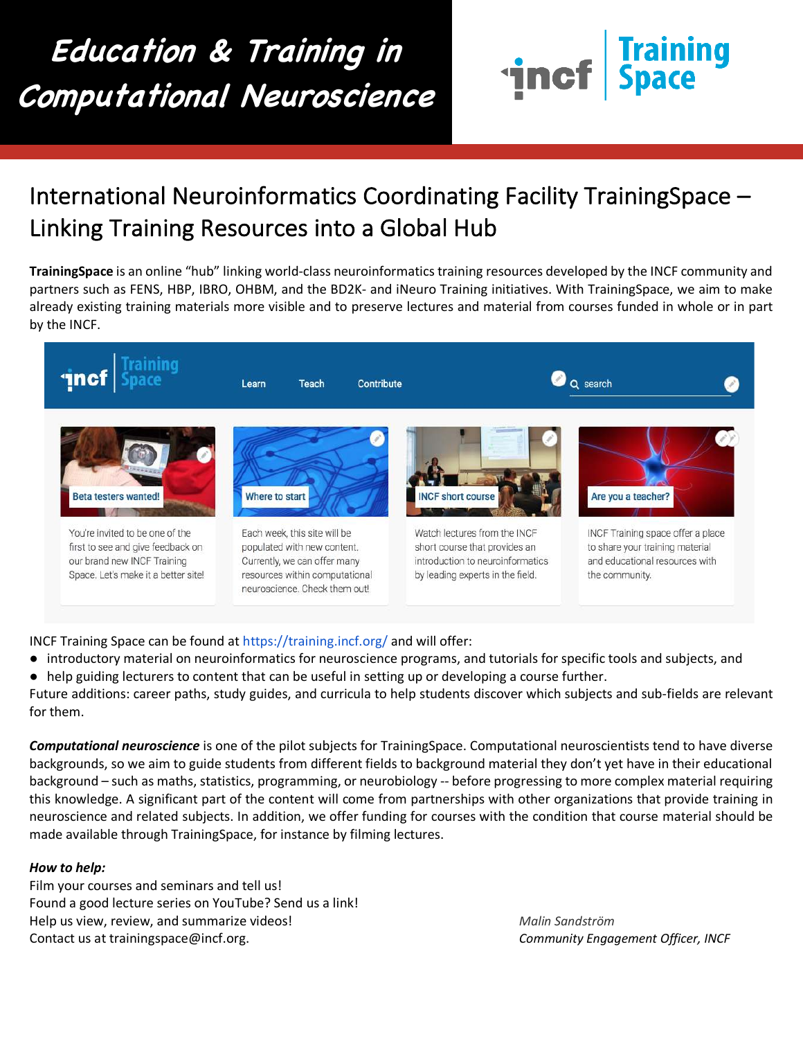# Education & Training in Computational Neuroscience

## International Neuroinformatics Coordinating Facility TrainingSpace – Linking Training Resources into a Global Hub

**TrainingSpace** is an online "hub" linking world-class neuroinformatics training resources developed by the INCF community and partners such as FENS, HBP, IBRO, OHBM, and the BD2K- and iNeuro Training initiatives. With TrainingSpace, we aim to make already existing training materials more visible and to preserve lectures and material from courses funded in whole or in part by the INCF.

INCF Training Space can be found at https://training.incf.org/ and will offer:

- introductory material on neuroinformatics for neuroscience programs, and tutorials for specific tools and subjects, and
- help guiding lecturers to content that can be useful in setting up or developing a course further.

Future additions: career paths, study guides, and curricula to help students discover which subjects and sub-fields are relevant for them.

***Computational neuroscience*** is one of the pilot subjects for TrainingSpace. Computational neuroscientists tend to have diverse backgrounds, so we aim to guide students from different fields to background material they don't yet have in their educational background – such as maths, statistics, programming, or neurobiology -- before progressing to more complex material requiring this knowledge. A significant part of the content will come from partnerships with other organizations that provide training in neuroscience and related subjects. In addition, we offer funding for courses with the condition that course material should be made available through TrainingSpace, for instance by filming lectures.

***How to help:***

Film your courses and seminars and tell us!
Found a good lecture series on YouTube? Send us a link!
Help us view, review, and summarize videos!
Contact us at trainingspace@incf.org.

*Malin Sandström*
*Community Engagement Officer, INCF*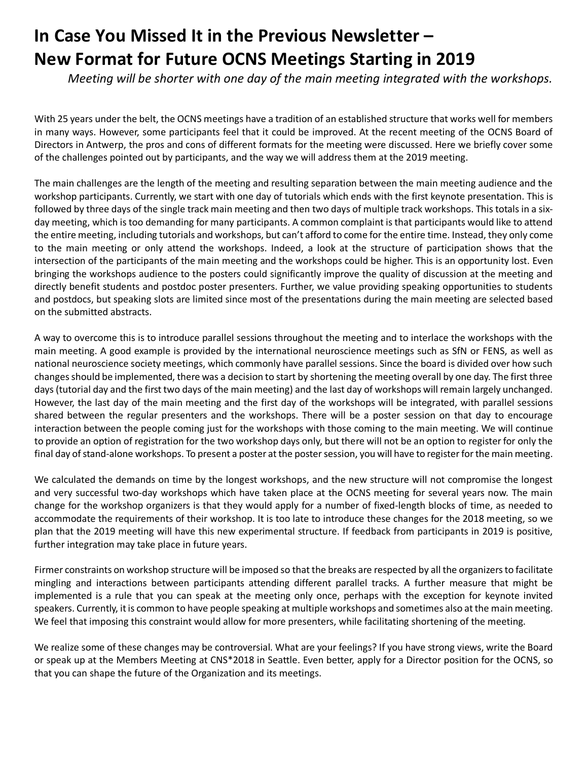# In Case You Missed It in the Previous Newsletter – New Format for Future OCNS Meetings Starting in 2019

*Meeting will be shorter with one day of the main meeting integrated with the workshops.*

With 25 years under the belt, the OCNS meetings have a tradition of an established structure that works well for members in many ways. However, some participants feel that it could be improved. At the recent meeting of the OCNS Board of Directors in Antwerp, the pros and cons of different formats for the meeting were discussed. Here we briefly cover some of the challenges pointed out by participants, and the way we will address them at the 2019 meeting.

The main challenges are the length of the meeting and resulting separation between the main meeting audience and the workshop participants. Currently, we start with one day of tutorials which ends with the first keynote presentation. This is followed by three days of the single track main meeting and then two days of multiple track workshops. This totals in a six-day meeting, which is too demanding for many participants. A common complaint is that participants would like to attend the entire meeting, including tutorials and workshops, but can't afford to come for the entire time. Instead, they only come to the main meeting or only attend the workshops. Indeed, a look at the structure of participation shows that the intersection of the participants of the main meeting and the workshops could be higher. This is an opportunity lost. Even bringing the workshops audience to the posters could significantly improve the quality of discussion at the meeting and directly benefit students and postdoc poster presenters. Further, we value providing speaking opportunities to students and postdocs, but speaking slots are limited since most of the presentations during the main meeting are selected based on the submitted abstracts.

A way to overcome this is to introduce parallel sessions throughout the meeting and to interlace the workshops with the main meeting. A good example is provided by the international neuroscience meetings such as SfN or FENS, as well as national neuroscience society meetings, which commonly have parallel sessions. Since the board is divided over how such changes should be implemented, there was a decision to start by shortening the meeting overall by one day. The first three days (tutorial day and the first two days of the main meeting) and the last day of workshops will remain largely unchanged. However, the last day of the main meeting and the first day of the workshops will be integrated, with parallel sessions shared between the regular presenters and the workshops. There will be a poster session on that day to encourage interaction between the people coming just for the workshops with those coming to the main meeting. We will continue to provide an option of registration for the two workshop days only, but there will not be an option to register for only the final day of stand-alone workshops. To present a poster at the poster session, you will have to register for the main meeting.

We calculated the demands on time by the longest workshops, and the new structure will not compromise the longest and very successful two-day workshops which have taken place at the OCNS meeting for several years now. The main change for the workshop organizers is that they would apply for a number of fixed-length blocks of time, as needed to accommodate the requirements of their workshop. It is too late to introduce these changes for the 2018 meeting, so we plan that the 2019 meeting will have this new experimental structure. If feedback from participants in 2019 is positive, further integration may take place in future years.

Firmer constraints on workshop structure will be imposed so that the breaks are respected by all the organizers to facilitate mingling and interactions between participants attending different parallel tracks. A further measure that might be implemented is a rule that you can speak at the meeting only once, perhaps with the exception for keynote invited speakers. Currently, it is common to have people speaking at multiple workshops and sometimes also at the main meeting. We feel that imposing this constraint would allow for more presenters, while facilitating shortening of the meeting.

We realize some of these changes may be controversial. What are your feelings? If you have strong views, write the Board or speak up at the Members Meeting at CNS*2018 in Seattle. Even better, apply for a Director position for the OCNS, so that you can shape the future of the Organization and its meetings.